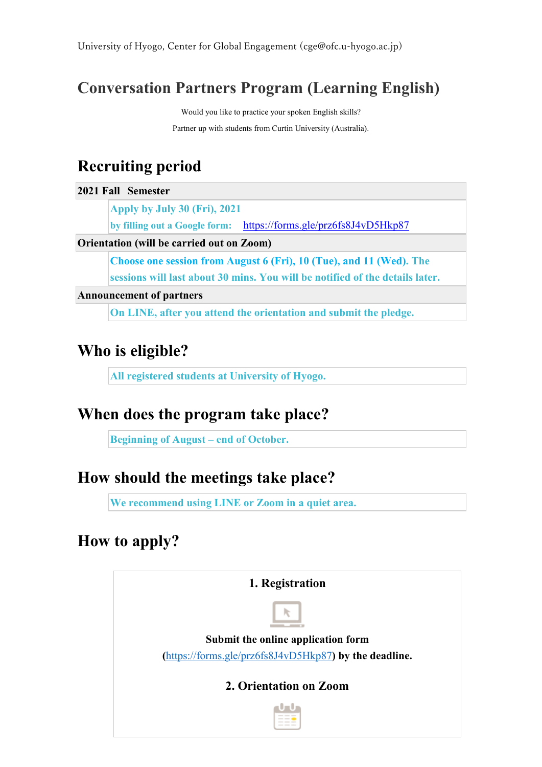University of Hyogo, Center for Global Engagement (cge@ofc.u-hyogo.ac.jp)

# Conversation Partners Program (Learning English)

Would you like to practice your spoken English skills?

Partner up with students from Curtin University (Australia).

## Recruiting period

| 2021 Fall Semester |
| --- |
| **Apply by July 30 (Fri), 2021**<br>**by filling out a Google form:** https://forms.gle/prz6fs8J4vD5Hkp87 |
| **Orientation (will be carried out on Zoom)** |
| **Choose one session from August 6 (Fri), 10 (Tue), and 11 (Wed). The sessions will last about 30 mins. You will be notified of the details later.** |
| **Announcement of partners** |
| **On LINE, after you attend the orientation and submit the pledge.** |

## Who is eligible?

**All registered students at University of Hyogo.**

## When does the program take place?

**Beginning of August – end of October.**

## How should the meetings take place?

**We recommend using LINE or Zoom in a quiet area.**

## How to apply?

**1. Registration**

**Submit the online application form (https://forms.gle/prz6fs8J4vD5Hkp87) by the deadline.**

**2. Orientation on Zoom**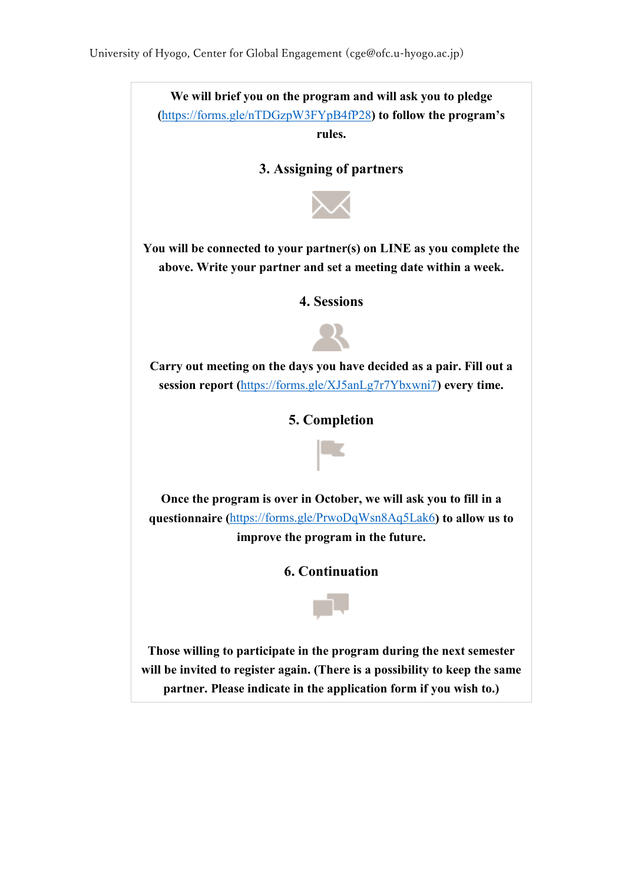**We will brief you on the program and will ask you to pledge (https://forms.gle/nTDGzpW3FYpB4fP28) to follow the program's rules.**

### 3. Assigning of partners

**You will be connected to your partner(s) on LINE as you complete the above. Write your partner and set a meeting date within a week.**

### 4. Sessions

**Carry out meeting on the days you have decided as a pair. Fill out a session report (https://forms.gle/XJ5anLg7r7Ybxwni7) every time.**

### 5. Completion

**Once the program is over in October, we will ask you to fill in a questionnaire (https://forms.gle/PrwoDqWsn8Aq5Lak6) to allow us to improve the program in the future.**

### 6. Continuation

**Those willing to participate in the program during the next semester will be invited to register again. (There is a possibility to keep the same partner. Please indicate in the application form if you wish to.)**